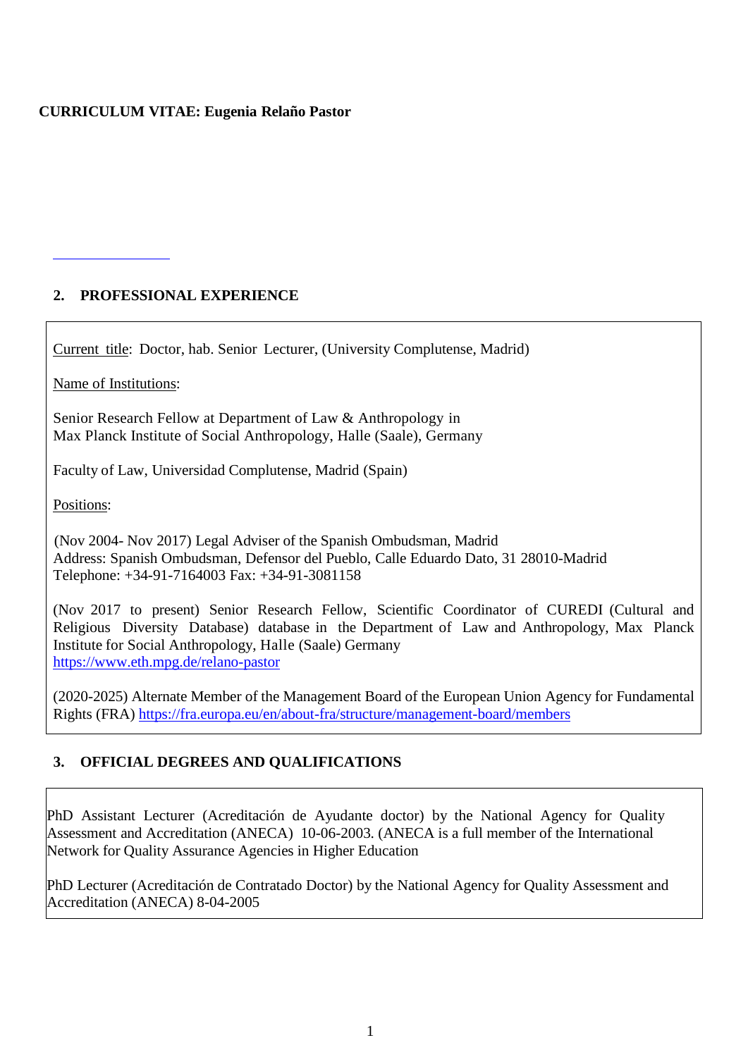**CURRICULUM VITAE: Eugenia Relaño Pastor**

## 2. PROFESSIONAL EXPERIENCE

Current title: Doctor, hab. Senior Lecturer, (University Complutense, Madrid)

Name of Institutions:

Senior Research Fellow at Department of Law & Anthropology in
Max Planck Institute of Social Anthropology, Halle (Saale), Germany

Faculty of Law, Universidad Complutense, Madrid (Spain)

Positions:

(Nov 2004- Nov 2017) Legal Adviser of the Spanish Ombudsman, Madrid
Address: Spanish Ombudsman, Defensor del Pueblo, Calle Eduardo Dato, 31 28010-Madrid
Telephone: +34-91-7164003 Fax: +34-91-3081158

(Nov 2017 to present) Senior Research Fellow, Scientific Coordinator of CUREDI (Cultural and Religious Diversity Database) database in the Department of Law and Anthropology, Max Planck Institute for Social Anthropology, Halle (Saale) Germany
https://www.eth.mpg.de/relano-pastor

(2020-2025) Alternate Member of the Management Board of the European Union Agency for Fundamental Rights (FRA) https://fra.europa.eu/en/about-fra/structure/management-board/members

## 3. OFFICIAL DEGREES AND QUALIFICATIONS

PhD Assistant Lecturer (Acreditación de Ayudante doctor) by the National Agency for Quality Assessment and Accreditation (ANECA) 10-06-2003. (ANECA is a full member of the International Network for Quality Assurance Agencies in Higher Education

PhD Lecturer (Acreditación de Contratado Doctor) by the National Agency for Quality Assessment and Accreditation (ANECA) 8-04-2005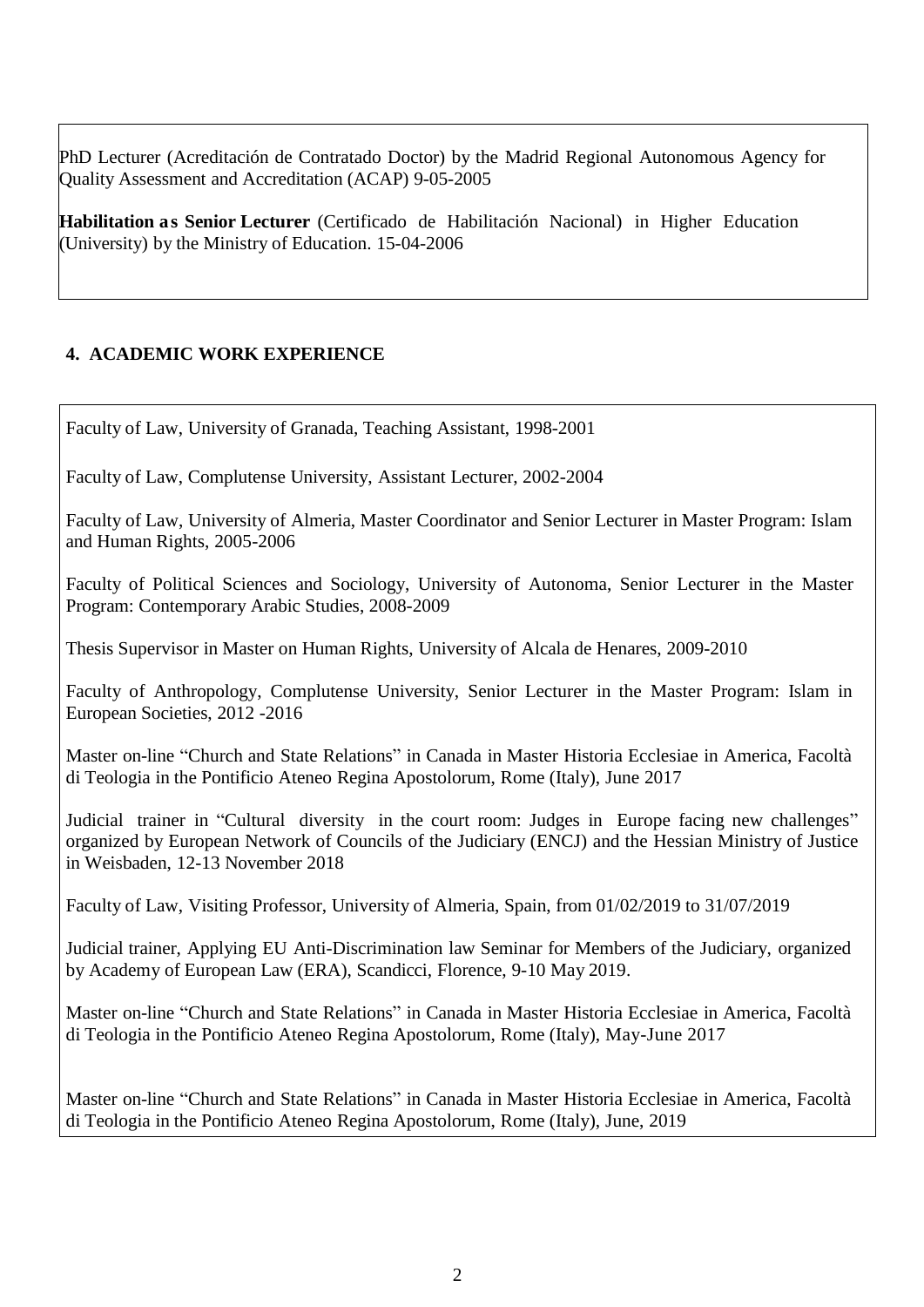PhD Lecturer (Acreditación de Contratado Doctor) by the Madrid Regional Autonomous Agency for Quality Assessment and Accreditation (ACAP) 9-05-2005

**Habilitation as Senior Lecturer** (Certificado de Habilitación Nacional) in Higher Education (University) by the Ministry of Education. 15-04-2006

## 4. ACADEMIC WORK EXPERIENCE

Faculty of Law, University of Granada, Teaching Assistant, 1998-2001

Faculty of Law, Complutense University, Assistant Lecturer, 2002-2004

Faculty of Law, University of Almeria, Master Coordinator and Senior Lecturer in Master Program: Islam and Human Rights, 2005-2006

Faculty of Political Sciences and Sociology, University of Autonoma, Senior Lecturer in the Master Program: Contemporary Arabic Studies, 2008-2009

Thesis Supervisor in Master on Human Rights, University of Alcala de Henares, 2009-2010

Faculty of Anthropology, Complutense University, Senior Lecturer in the Master Program: Islam in European Societies, 2012 -2016

Master on-line "Church and State Relations" in Canada in Master Historia Ecclesiae in America, Facoltà di Teologia in the Pontificio Ateneo Regina Apostolorum, Rome (Italy), June 2017

Judicial trainer in "Cultural diversity in the court room: Judges in Europe facing new challenges" organized by European Network of Councils of the Judiciary (ENCJ) and the Hessian Ministry of Justice in Weisbaden, 12-13 November 2018

Faculty of Law, Visiting Professor, University of Almeria, Spain, from 01/02/2019 to 31/07/2019

Judicial trainer, Applying EU Anti-Discrimination law Seminar for Members of the Judiciary, organized by Academy of European Law (ERA), Scandicci, Florence, 9-10 May 2019.

Master on-line "Church and State Relations" in Canada in Master Historia Ecclesiae in America, Facoltà di Teologia in the Pontificio Ateneo Regina Apostolorum, Rome (Italy), May-June 2017

Master on-line "Church and State Relations" in Canada in Master Historia Ecclesiae in America, Facoltà di Teologia in the Pontificio Ateneo Regina Apostolorum, Rome (Italy), June, 2019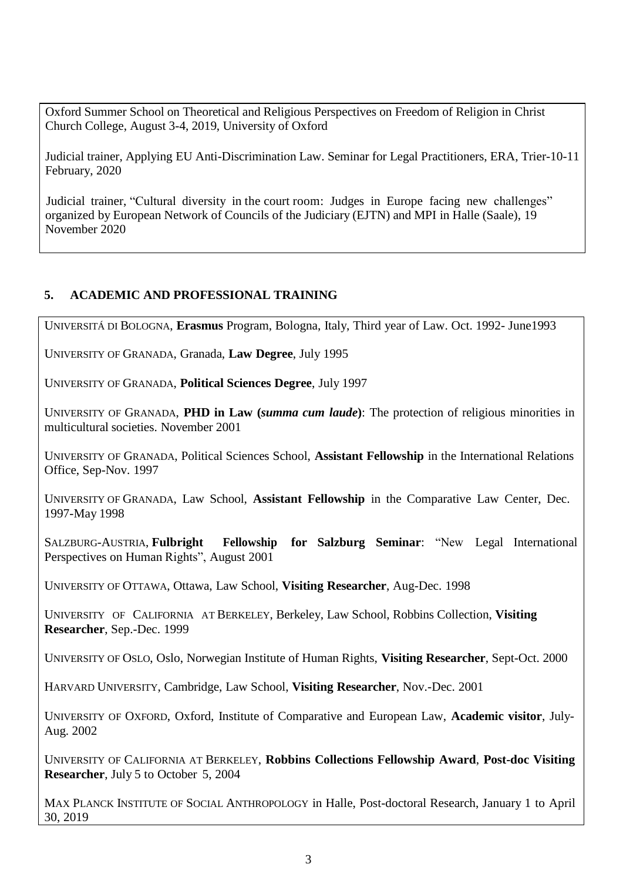Oxford Summer School on Theoretical and Religious Perspectives on Freedom of Religion in Christ Church College, August 3-4, 2019, University of Oxford

Judicial trainer, Applying EU Anti-Discrimination Law. Seminar for Legal Practitioners, ERA, Trier-10-11 February, 2020

Judicial trainer, "Cultural diversity in the court room: Judges in Europe facing new challenges" organized by European Network of Councils of the Judiciary (EJTN) and MPI in Halle (Saale), 19 November 2020

## 5. ACADEMIC AND PROFESSIONAL TRAINING

UNIVERSITÁ DI BOLOGNA, **Erasmus** Program, Bologna, Italy, Third year of Law. Oct. 1992- June1993

UNIVERSITY OF GRANADA, Granada, **Law Degree**, July 1995

UNIVERSITY OF GRANADA, **Political Sciences Degree**, July 1997

UNIVERSITY OF GRANADA, **PHD in Law (*summa cum laude*)**: The protection of religious minorities in multicultural societies. November 2001

UNIVERSITY OF GRANADA, Political Sciences School, **Assistant Fellowship** in the International Relations Office, Sep-Nov. 1997

UNIVERSITY OF GRANADA, Law School, **Assistant Fellowship** in the Comparative Law Center, Dec. 1997-May 1998

SALZBURG-AUSTRIA, **Fulbright Fellowship for Salzburg Seminar**: "New Legal International Perspectives on Human Rights", August 2001

UNIVERSITY OF OTTAWA, Ottawa, Law School, **Visiting Researcher**, Aug-Dec. 1998

UNIVERSITY OF CALIFORNIA AT BERKELEY, Berkeley, Law School, Robbins Collection, **Visiting Researcher**, Sep.-Dec. 1999

UNIVERSITY OF OSLO, Oslo, Norwegian Institute of Human Rights, **Visiting Researcher**, Sept-Oct. 2000

HARVARD UNIVERSITY, Cambridge, Law School, **Visiting Researcher**, Nov.-Dec. 2001

UNIVERSITY OF OXFORD, Oxford, Institute of Comparative and European Law, **Academic visitor**, July-Aug. 2002

UNIVERSITY OF CALIFORNIA AT BERKELEY, **Robbins Collections Fellowship Award**, **Post-doc Visiting Researcher**, July 5 to October 5, 2004

MAX PLANCK INSTITUTE OF SOCIAL ANTHROPOLOGY in Halle, Post-doctoral Research, January 1 to April 30, 2019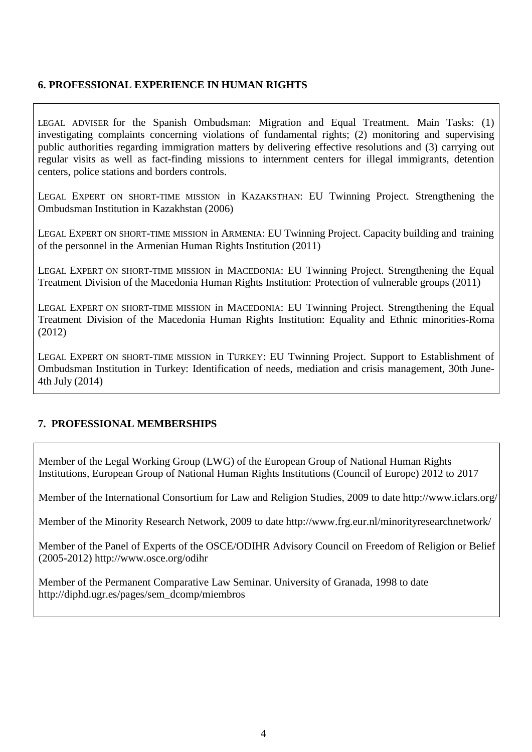## 6. PROFESSIONAL EXPERIENCE IN HUMAN RIGHTS

LEGAL ADVISER for the Spanish Ombudsman: Migration and Equal Treatment. Main Tasks: (1) investigating complaints concerning violations of fundamental rights; (2) monitoring and supervising public authorities regarding immigration matters by delivering effective resolutions and (3) carrying out regular visits as well as fact-finding missions to internment centers for illegal immigrants, detention centers, police stations and borders controls.

LEGAL EXPERT ON SHORT-TIME MISSION in KAZAKSTHAN: EU Twinning Project. Strengthening the Ombudsman Institution in Kazakhstan (2006)

LEGAL EXPERT ON SHORT-TIME MISSION in ARMENIA: EU Twinning Project. Capacity building and training of the personnel in the Armenian Human Rights Institution (2011)

LEGAL EXPERT ON SHORT-TIME MISSION in MACEDONIA: EU Twinning Project. Strengthening the Equal Treatment Division of the Macedonia Human Rights Institution: Protection of vulnerable groups (2011)

LEGAL EXPERT ON SHORT-TIME MISSION in MACEDONIA: EU Twinning Project. Strengthening the Equal Treatment Division of the Macedonia Human Rights Institution: Equality and Ethnic minorities-Roma (2012)

LEGAL EXPERT ON SHORT-TIME MISSION in TURKEY: EU Twinning Project. Support to Establishment of Ombudsman Institution in Turkey: Identification of needs, mediation and crisis management, 30th June-4th July (2014)

## 7. PROFESSIONAL MEMBERSHIPS

Member of the Legal Working Group (LWG) of the European Group of National Human Rights Institutions, European Group of National Human Rights Institutions (Council of Europe) 2012 to 2017

Member of the International Consortium for Law and Religion Studies, 2009 to date http://www.iclars.org/

Member of the Minority Research Network, 2009 to date http://www.frg.eur.nl/minorityresearchnetwork/

Member of the Panel of Experts of the OSCE/ODIHR Advisory Council on Freedom of Religion or Belief (2005-2012) http://www.osce.org/odihr

Member of the Permanent Comparative Law Seminar. University of Granada, 1998 to date http://diphd.ugr.es/pages/sem_dcomp/miembros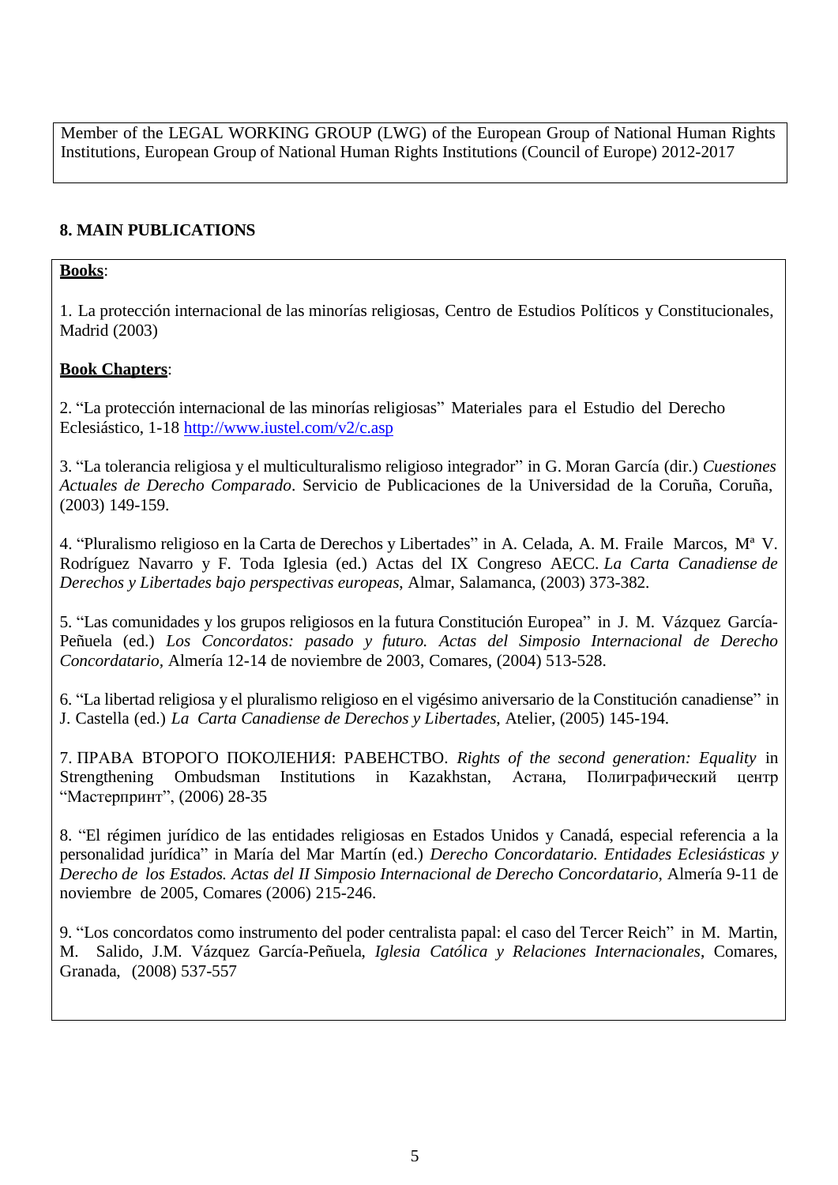Member of the LEGAL WORKING GROUP (LWG) of the European Group of National Human Rights Institutions, European Group of National Human Rights Institutions (Council of Europe) 2012-2017

## 8. MAIN PUBLICATIONS

**Books**:

1. La protección internacional de las minorías religiosas, Centro de Estudios Políticos y Constitucionales, Madrid (2003)

**Book Chapters**:

2. "La protección internacional de las minorías religiosas" Materiales para el Estudio del Derecho Eclesiástico, 1-18 http://www.iustel.com/v2/c.asp

3. "La tolerancia religiosa y el multiculturalismo religioso integrador" in G. Moran García (dir.) *Cuestiones Actuales de Derecho Comparado*. Servicio de Publicaciones de la Universidad de la Coruña, Coruña, (2003) 149-159.

4. "Pluralismo religioso en la Carta de Derechos y Libertades" in A. Celada, A. M. Fraile Marcos, Mª V. Rodríguez Navarro y F. Toda Iglesia (ed.) Actas del IX Congreso AECC. *La Carta Canadiense de Derechos y Libertades bajo perspectivas europeas*, Almar, Salamanca, (2003) 373-382.

5. "Las comunidades y los grupos religiosos en la futura Constitución Europea" in J. M. Vázquez García-Peñuela (ed.) *Los Concordatos: pasado y futuro. Actas del Simposio Internacional de Derecho Concordatario*, Almería 12-14 de noviembre de 2003, Comares, (2004) 513-528.

6. "La libertad religiosa y el pluralismo religioso en el vigésimo aniversario de la Constitución canadiense" in J. Castella (ed.) *La Carta Canadiense de Derechos y Libertades*, Atelier, (2005) 145-194.

7. ПРАВА ВТОРОГО ПОКОЛЕНИЯ: РАВЕНСТВО. *Rights of the second generation: Equality* in Strengthening Ombudsman Institutions in Kazakhstan, Астана, Полиграфический центр "Мастерпринт", (2006) 28-35

8. "El régimen jurídico de las entidades religiosas en Estados Unidos y Canadá, especial referencia a la personalidad jurídica" in María del Mar Martín (ed.) *Derecho Concordatario. Entidades Eclesiásticas y Derecho de los Estados. Actas del II Simposio Internacional de Derecho Concordatario*, Almería 9-11 de noviembre de 2005, Comares (2006) 215-246.

9. "Los concordatos como instrumento del poder centralista papal: el caso del Tercer Reich" in M. Martin, M. Salido, J.M. Vázquez García-Peñuela, *Iglesia Católica y Relaciones Internacionales*, Comares, Granada, (2008) 537-557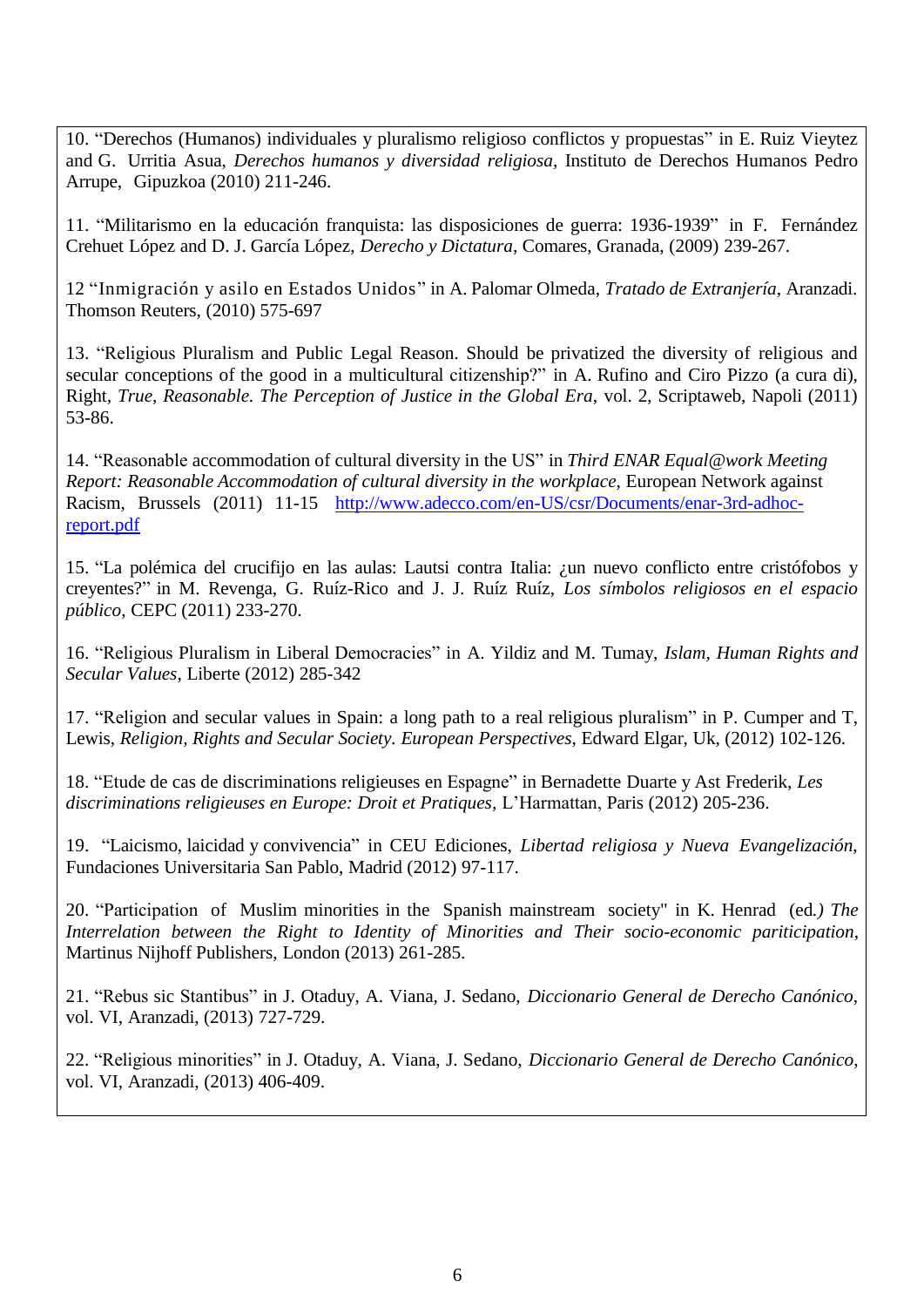10. "Derechos (Humanos) individuales y pluralismo religioso conflictos y propuestas" in E. Ruiz Vieytez and G. Urritia Asua, *Derechos humanos y diversidad religiosa*, Instituto de Derechos Humanos Pedro Arrupe, Gipuzkoa (2010) 211-246.

11. "Militarismo en la educación franquista: las disposiciones de guerra: 1936-1939" in F. Fernández Crehuet López and D. J. García López, *Derecho y Dictatura*, Comares, Granada, (2009) 239-267.

12 "Inmigración y asilo en Estados Unidos" in A. Palomar Olmeda, *Tratado de Extranjería*, Aranzadi. Thomson Reuters, (2010) 575-697

13. "Religious Pluralism and Public Legal Reason. Should be privatized the diversity of religious and secular conceptions of the good in a multicultural citizenship?" in A. Rufino and Ciro Pizzo (a cura di), Right, *True, Reasonable. The Perception of Justice in the Global Era*, vol. 2, Scriptaweb, Napoli (2011) 53-86.

14. "Reasonable accommodation of cultural diversity in the US" in *Third ENAR Equal@work Meeting Report: Reasonable Accommodation of cultural diversity in the workplace*, European Network against Racism, Brussels (2011) 11-15 [http://www.adecco.com/en-US/csr/Documents/enar-3rd-adhoc-report.pdf](http://www.adecco.com/en-US/csr/Documents/enar-3rd-adhoc-report.pdf)

15. "La polémica del crucifijo en las aulas: Lautsi contra Italia: ¿un nuevo conflicto entre cristófobos y creyentes?" in M. Revenga, G. Ruíz-Rico and J. J. Ruíz Ruíz, *Los símbolos religiosos en el espacio público*, CEPC (2011) 233-270.

16. "Religious Pluralism in Liberal Democracies" in A. Yildiz and M. Tumay, *Islam, Human Rights and Secular Values*, Liberte (2012) 285-342

17. "Religion and secular values in Spain: a long path to a real religious pluralism" in P. Cumper and T, Lewis, *Religion, Rights and Secular Society. European Perspectives*, Edward Elgar, Uk, (2012) 102-126.

18. "Etude de cas de discriminations religieuses en Espagne" in Bernadette Duarte y Ast Frederik, *Les discriminations religieuses en Europe: Droit et Pratiques,* L'Harmattan, Paris (2012) 205-236.

19. "Laicismo, laicidad y convivencia" in CEU Ediciones, *Libertad religiosa y Nueva Evangelización*, Fundaciones Universitaria San Pablo, Madrid (2012) 97-117.

20. "Participation of Muslim minorities in the Spanish mainstream society" in K. Henrad (ed*.) The Interrelation between the Right to Identity of Minorities and Their socio-economic pariticipation*, Martinus Nijhoff Publishers, London (2013) 261-285.

21. "Rebus sic Stantibus" in J. Otaduy, A. Viana, J. Sedano, *Diccionario General de Derecho Canónico*, vol. VI, Aranzadi, (2013) 727-729.

22. "Religious minorities" in J. Otaduy, A. Viana, J. Sedano, *Diccionario General de Derecho Canónico*, vol. VI, Aranzadi, (2013) 406-409.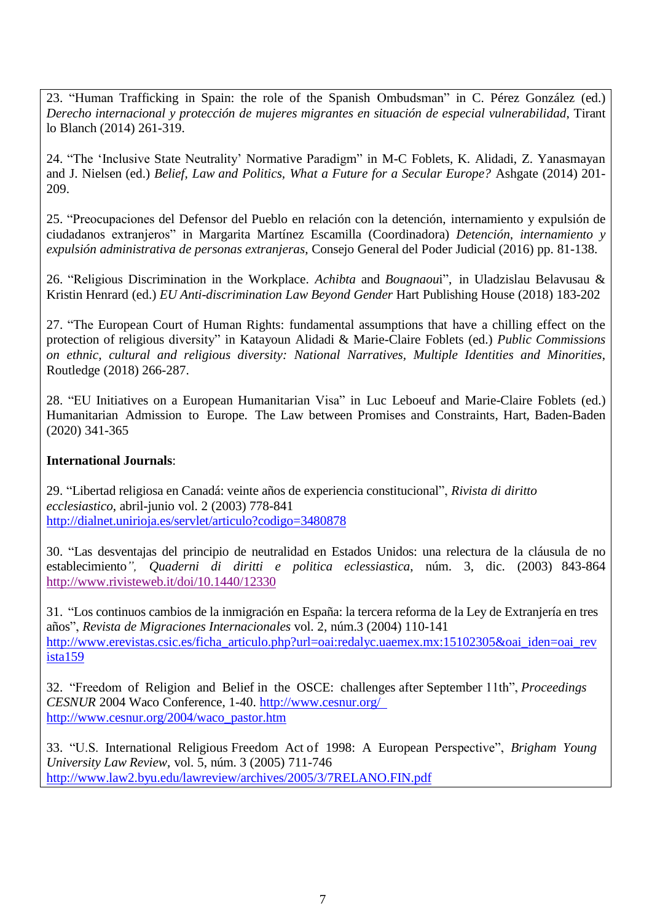23. "Human Trafficking in Spain: the role of the Spanish Ombudsman" in C. Pérez González (ed.) *Derecho internacional y protección de mujeres migrantes en situación de especial vulnerabilidad*, Tirant lo Blanch (2014) 261-319.

24. "The 'Inclusive State Neutrality' Normative Paradigm" in M-C Foblets, K. Alidadi, Z. Yanasmayan and J. Nielsen (ed.) *Belief, Law and Politics, What a Future for a Secular Europe?* Ashgate (2014) 201-209.

25. "Preocupaciones del Defensor del Pueblo en relación con la detención, internamiento y expulsión de ciudadanos extranjeros" in Margarita Martínez Escamilla (Coordinadora) *Detención, internamiento y expulsión administrativa de personas extranjeras*, Consejo General del Poder Judicial (2016) pp. 81-138.

26. "Religious Discrimination in the Workplace. *Achibta* and *Bougnaou*i", in Uladzislau Belavusau & Kristin Henrard (ed.) *EU Anti-discrimination Law Beyond Gender* Hart Publishing House (2018) 183-202

27. "The European Court of Human Rights: fundamental assumptions that have a chilling effect on the protection of religious diversity" in Katayoun Alidadi & Marie-Claire Foblets (ed.) *Public Commissions on ethnic, cultural and religious diversity: National Narratives, Multiple Identities and Minorities*, Routledge (2018) 266-287.

28. "EU Initiatives on a European Humanitarian Visa" in Luc Leboeuf and Marie-Claire Foblets (ed.) Humanitarian Admission to Europe. The Law between Promises and Constraints, Hart, Baden-Baden (2020) 341-365

**International Journals**:

29. "Libertad religiosa en Canadá: veinte años de experiencia constitucional", *Rivista di diritto ecclesiastico*, abril-junio vol. 2 (2003) 778-841
http://dialnet.unirioja.es/servlet/articulo?codigo=3480878

30. "Las desventajas del principio de neutralidad en Estados Unidos: una relectura de la cláusula de no establecimiento*", Quaderni di diritti e politica eclessiastica*, núm. 3, dic. (2003) 843-864
http://www.rivisteweb.it/doi/10.1440/12330

31. "Los continuos cambios de la inmigración en España: la tercera reforma de la Ley de Extranjería en tres años", *Revista de Migraciones Internacionales* vol. 2, núm.3 (2004) 110-141
http://www.erevistas.csic.es/ficha_articulo.php?url=oai:redalyc.uaemex.mx:15102305&oai_iden=oai_revista159

32. "Freedom of Religion and Belief in the OSCE: challenges after September 11th", *Proceedings CESNUR* 2004 Waco Conference, 1-40. http://www.cesnur.org/
http://www.cesnur.org/2004/waco_pastor.htm

33. "U.S. International Religious Freedom Act of 1998: A European Perspective", *Brigham Young University Law Review*, vol. 5, núm. 3 (2005) 711-746
http://www.law2.byu.edu/lawreview/archives/2005/3/7RELANO.FIN.pdf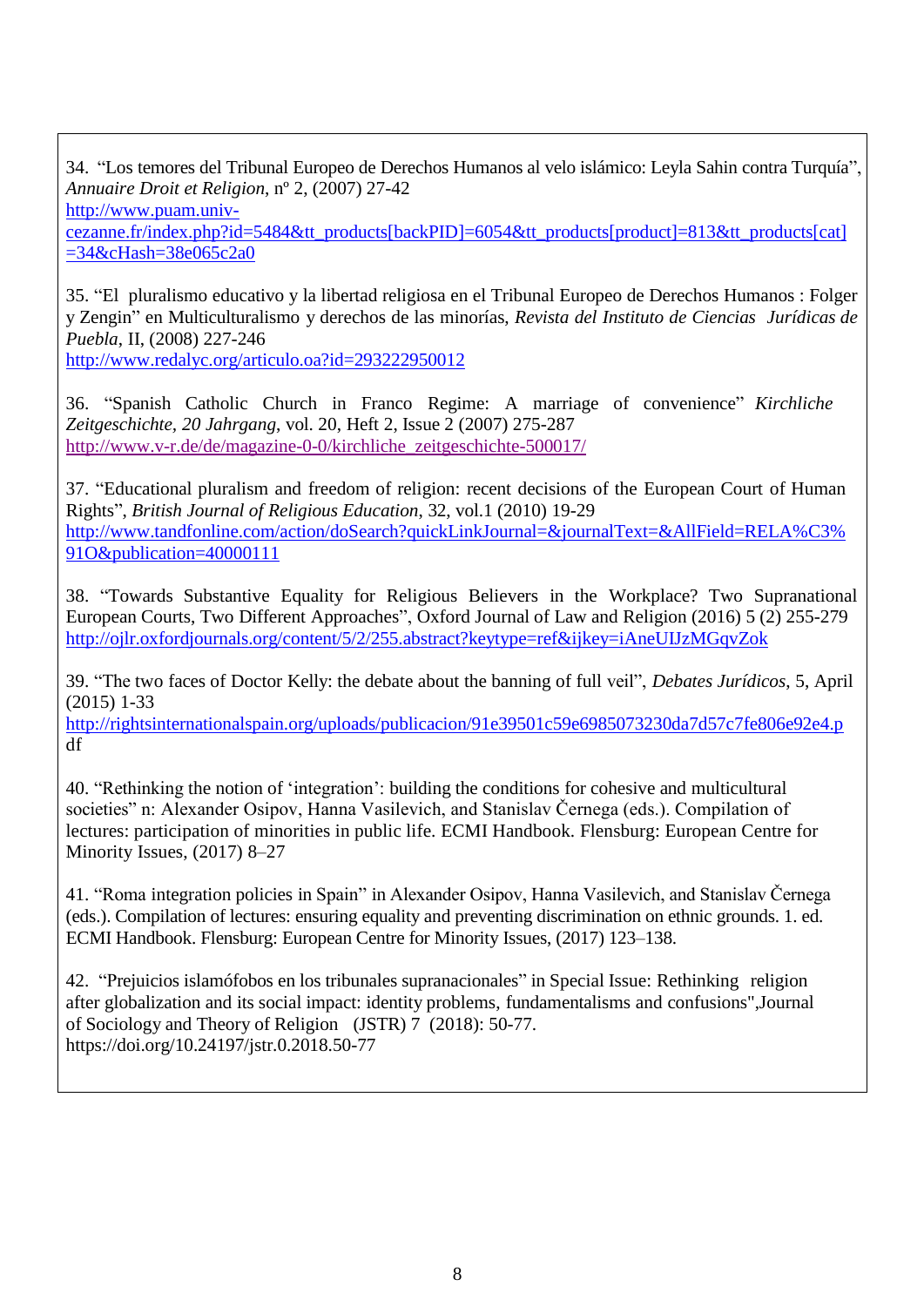34. “Los temores del Tribunal Europeo de Derechos Humanos al velo islámico: Leyla Sahin contra Turquía”, *Annuaire Droit et Religion*, nº 2, (2007) 27-42
http://www.puam.univ-cezanne.fr/index.php?id=5484&tt_products[backPID]=6054&tt_products[product]=813&tt_products[cat]=34&cHash=38e065c2a0

35. “El pluralismo educativo y la libertad religiosa en el Tribunal Europeo de Derechos Humanos : Folger y Zengin” en Multiculturalismo y derechos de las minorías, *Revista del Instituto de Ciencias Jurídicas de Puebla*, II, (2008) 227-246
http://www.redalyc.org/articulo.oa?id=293222950012

36. “Spanish Catholic Church in Franco Regime: A marriage of convenience” *Kirchliche Zeitgeschichte, 20 Jahrgang*, vol. 20, Heft 2, Issue 2 (2007) 275-287
http://www.v-r.de/de/magazine-0-0/kirchliche_zeitgeschichte-500017/

37. “Educational pluralism and freedom of religion: recent decisions of the European Court of Human Rights”, *British Journal of Religious Education*, 32, vol.1 (2010) 19-29
http://www.tandfonline.com/action/doSearch?quickLinkJournal=&journalText=&AllField=RELA%C3%91O&publication=40000111

38. “Towards Substantive Equality for Religious Believers in the Workplace? Two Supranational European Courts, Two Different Approaches”, Oxford Journal of Law and Religion (2016) 5 (2) 255-279
http://ojlr.oxfordjournals.org/content/5/2/255.abstract?keytype=ref&ijkey=iAneUIJzMGqvZok

39. “The two faces of Doctor Kelly: the debate about the banning of full veil”, *Debates Jurídicos*, 5, April (2015) 1-33
http://rightsinternationalspain.org/uploads/publicacion/91e39501c59e6985073230da7d57c7fe806e92e4.pdf

40. “Rethinking the notion of ‘integration’: building the conditions for cohesive and multicultural societies” n: Alexander Osipov, Hanna Vasilevich, and Stanislav Černega (eds.). Compilation of lectures: participation of minorities in public life. ECMI Handbook. Flensburg: European Centre for Minority Issues, (2017) 8–27

41. “Roma integration policies in Spain” in Alexander Osipov, Hanna Vasilevich, and Stanislav Černega (eds.). Compilation of lectures: ensuring equality and preventing discrimination on ethnic grounds. 1. ed. ECMI Handbook. Flensburg: European Centre for Minority Issues, (2017) 123–138.

42. “Prejuicios islamófobos en los tribunales supranacionales” in Special Issue: Rethinking religion after globalization and its social impact: identity problems, fundamentalisms and confusions",Journal of Sociology and Theory of Religion (JSTR) 7 (2018): 50-77.
https://doi.org/10.24197/jstr.0.2018.50-77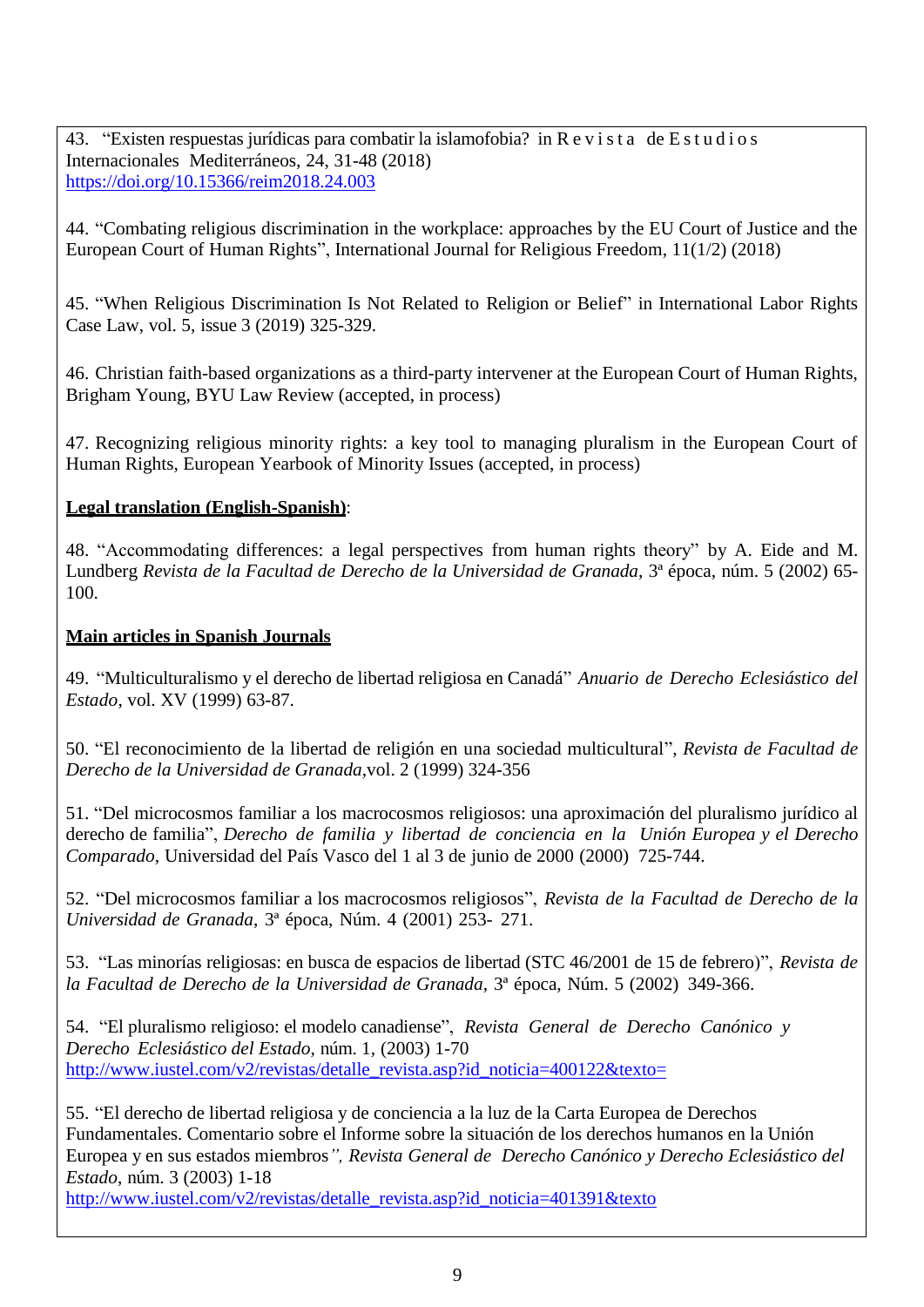43. "Existen respuestas jurídicas para combatir la islamofobia? in Revista de Estudios Internacionales Mediterráneos, 24, 31-48 (2018) https://doi.org/10.15366/reim2018.24.003

44. "Combating religious discrimination in the workplace: approaches by the EU Court of Justice and the European Court of Human Rights", International Journal for Religious Freedom, 11(1/2) (2018)

45. "When Religious Discrimination Is Not Related to Religion or Belief" in International Labor Rights Case Law, vol. 5, issue 3 (2019) 325-329.

46. Christian faith-based organizations as a third-party intervener at the European Court of Human Rights, Brigham Young, BYU Law Review (accepted, in process)

47. Recognizing religious minority rights: a key tool to managing pluralism in the European Court of Human Rights, European Yearbook of Minority Issues (accepted, in process)

**Legal translation (English-Spanish)**:

48. "Accommodating differences: a legal perspectives from human rights theory" by A. Eide and M. Lundberg *Revista de la Facultad de Derecho de la Universidad de Granada*, 3ª época, núm. 5 (2002) 65-100.

**Main articles in Spanish Journals**

49. "Multiculturalismo y el derecho de libertad religiosa en Canadá" *Anuario de Derecho Eclesiástico del Estado*, vol. XV (1999) 63-87.

50. "El reconocimiento de la libertad de religión en una sociedad multicultural", *Revista de Facultad de Derecho de la Universidad de Granada*,vol. 2 (1999) 324-356

51. "Del microcosmos familiar a los macrocosmos religiosos: una aproximación del pluralismo jurídico al derecho de familia", *Derecho de familia y libertad de conciencia en la Unión Europea y el Derecho Comparado*, Universidad del País Vasco del 1 al 3 de junio de 2000 (2000) 725-744.

52. "Del microcosmos familiar a los macrocosmos religiosos", *Revista de la Facultad de Derecho de la Universidad de Granada*, 3ª época, Núm. 4 (2001) 253- 271.

53. "Las minorías religiosas: en busca de espacios de libertad (STC 46/2001 de 15 de febrero)", *Revista de la Facultad de Derecho de la Universidad de Granada*, 3ª época, Núm. 5 (2002) 349-366.

54. "El pluralismo religioso: el modelo canadiense", *Revista General de Derecho Canónico y Derecho Eclesiástico del Estado*, núm. 1, (2003) 1-70 http://www.iustel.com/v2/revistas/detalle_revista.asp?id_noticia=400122&texto=

55. "El derecho de libertad religiosa y de conciencia a la luz de la Carta Europea de Derechos Fundamentales. Comentario sobre el Informe sobre la situación de los derechos humanos en la Unión Europea y en sus estados miembros*", Revista General de Derecho Canónico y Derecho Eclesiástico del Estado*, núm. 3 (2003) 1-18 http://www.iustel.com/v2/revistas/detalle_revista.asp?id_noticia=401391&texto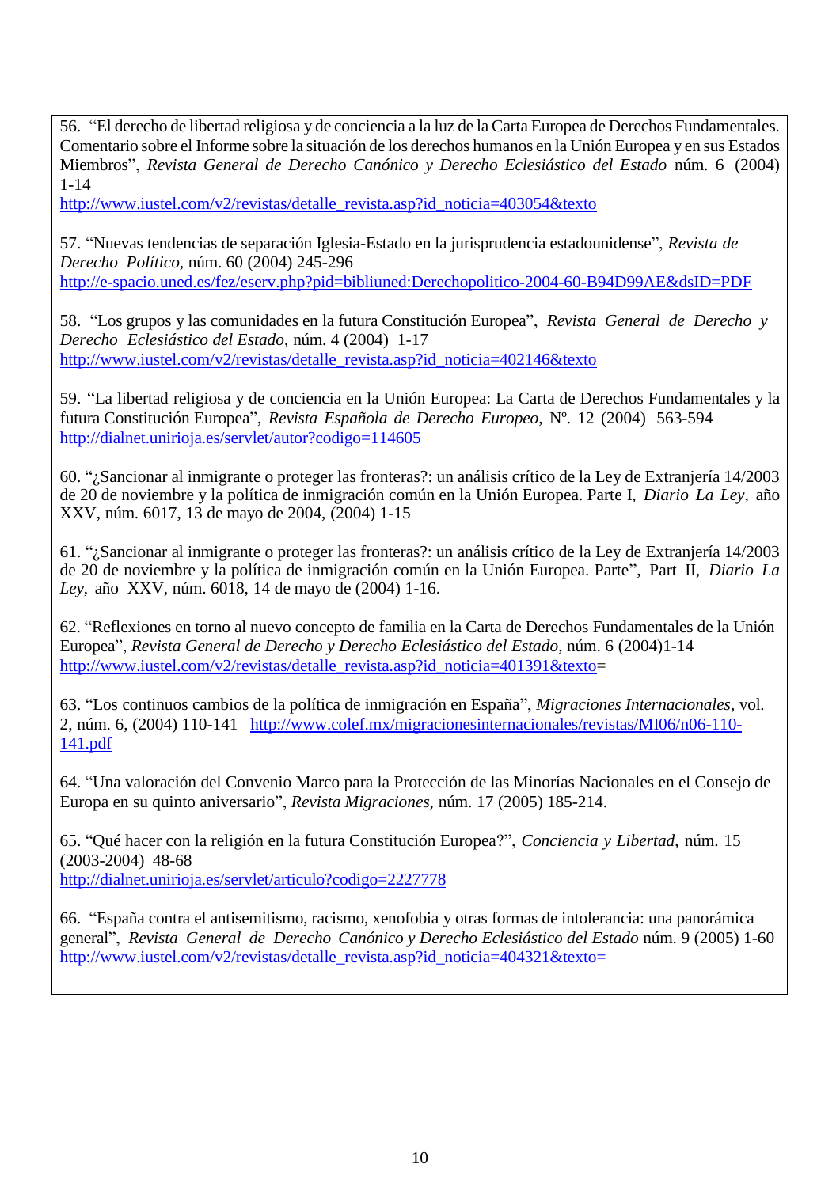56. "El derecho de libertad religiosa y de conciencia a la luz de la Carta Europea de Derechos Fundamentales. Comentario sobre el Informe sobre la situación de los derechos humanos en la Unión Europea y en sus Estados Miembros", *Revista General de Derecho Canónico y Derecho Eclesiástico del Estado* núm. 6 (2004) 1-14
http://www.iustel.com/v2/revistas/detalle_revista.asp?id_noticia=403054&texto

57. "Nuevas tendencias de separación Iglesia-Estado en la jurisprudencia estadounidense", *Revista de Derecho Político*, núm. 60 (2004) 245-296
http://e-spacio.uned.es/fez/eserv.php?pid=bibliuned:Derechopolitico-2004-60-B94D99AE&dsID=PDF

58. "Los grupos y las comunidades en la futura Constitución Europea", *Revista General de Derecho y Derecho Eclesiástico del Estado*, núm. 4 (2004) 1-17
http://www.iustel.com/v2/revistas/detalle_revista.asp?id_noticia=402146&texto

59. "La libertad religiosa y de conciencia en la Unión Europea: La Carta de Derechos Fundamentales y la futura Constitución Europea", *Revista Española de Derecho Europeo*, Nº. 12 (2004) 563-594
http://dialnet.unirioja.es/servlet/autor?codigo=114605

60. "¿Sancionar al inmigrante o proteger las fronteras?: un análisis crítico de la Ley de Extranjería 14/2003 de 20 de noviembre y la política de inmigración común en la Unión Europea. Parte I, *Diario La Ley*, año XXV, núm. 6017, 13 de mayo de 2004, (2004) 1-15

61. "¿Sancionar al inmigrante o proteger las fronteras?: un análisis crítico de la Ley de Extranjería 14/2003 de 20 de noviembre y la política de inmigración común en la Unión Europea. Parte", Part II, *Diario La Ley*, año XXV, núm. 6018, 14 de mayo de (2004) 1-16.

62. "Reflexiones en torno al nuevo concepto de familia en la Carta de Derechos Fundamentales de la Unión Europea", *Revista General de Derecho y Derecho Eclesiástico del Estado*, núm. 6 (2004)1-14
http://www.iustel.com/v2/revistas/detalle_revista.asp?id_noticia=401391&texto=

63. "Los continuos cambios de la política de inmigración en España", *Migraciones Internacionales*, vol. 2, núm. 6, (2004) 110-141 http://www.colef.mx/migracionesinternacionales/revistas/MI06/n06-110-141.pdf

64. "Una valoración del Convenio Marco para la Protección de las Minorías Nacionales en el Consejo de Europa en su quinto aniversario", *Revista Migraciones*, núm. 17 (2005) 185-214.

65. "Qué hacer con la religión en la futura Constitución Europea?", *Conciencia y Libertad*, núm. 15 (2003-2004) 48-68
http://dialnet.unirioja.es/servlet/articulo?codigo=2227778

66. "España contra el antisemitismo, racismo, xenofobia y otras formas de intolerancia: una panorámica general", *Revista General de Derecho Canónico y Derecho Eclesiástico del Estado* núm. 9 (2005) 1-60
http://www.iustel.com/v2/revistas/detalle_revista.asp?id_noticia=404321&texto=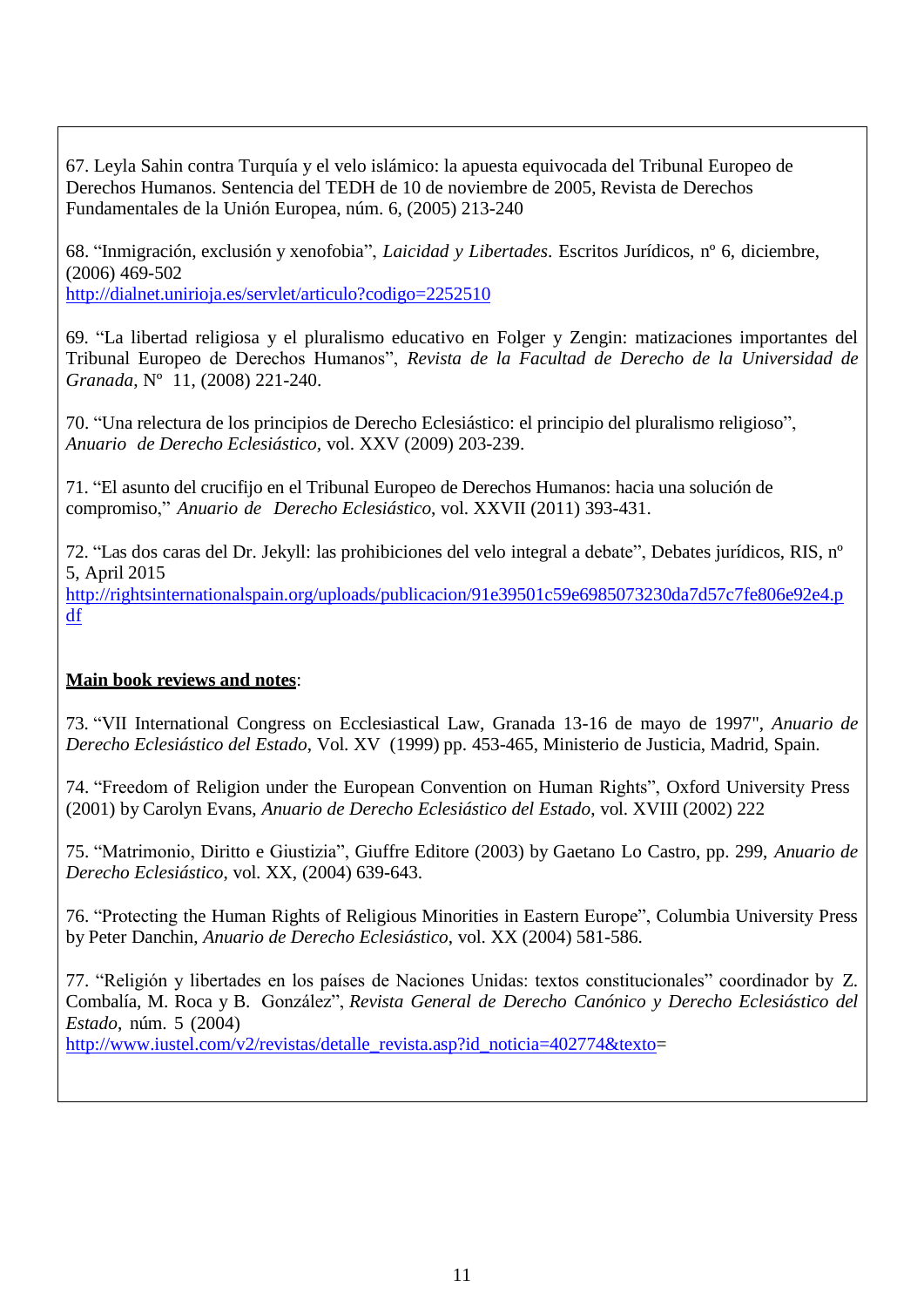67. Leyla Sahin contra Turquía y el velo islámico: la apuesta equivocada del Tribunal Europeo de Derechos Humanos. Sentencia del TEDH de 10 de noviembre de 2005, Revista de Derechos Fundamentales de la Unión Europea, núm. 6, (2005) 213-240

68. "Inmigración, exclusión y xenofobia", *Laicidad y Libertades*. Escritos Jurídicos, nº 6, diciembre, (2006) 469-502
http://dialnet.unirioja.es/servlet/articulo?codigo=2252510

69. "La libertad religiosa y el pluralismo educativo en Folger y Zengin: matizaciones importantes del Tribunal Europeo de Derechos Humanos", *Revista de la Facultad de Derecho de la Universidad de Granada*, Nº 11, (2008) 221-240.

70. "Una relectura de los principios de Derecho Eclesiástico: el principio del pluralismo religioso", *Anuario de Derecho Eclesiástico*, vol. XXV (2009) 203-239.

71. "El asunto del crucifijo en el Tribunal Europeo de Derechos Humanos: hacia una solución de compromiso," *Anuario de Derecho Eclesiástico*, vol. XXVII (2011) 393-431.

72. "Las dos caras del Dr. Jekyll: las prohibiciones del velo integral a debate", Debates jurídicos, RIS, nº 5, April 2015
http://rightsinternationalspain.org/uploads/publicacion/91e39501c59e6985073230da7d57c7fe806e92e4.pdf

**<u>Main book reviews and notes</u>**:

73. "VII International Congress on Ecclesiastical Law, Granada 13-16 de mayo de 1997", *Anuario de Derecho Eclesiástico del Estado*, Vol. XV (1999) pp. 453-465, Ministerio de Justicia, Madrid, Spain.

74. "Freedom of Religion under the European Convention on Human Rights", Oxford University Press (2001) by Carolyn Evans, *Anuario de Derecho Eclesiástico del Estado*, vol. XVIII (2002) 222

75. "Matrimonio, Diritto e Giustizia", Giuffre Editore (2003) by Gaetano Lo Castro, pp. 299, *Anuario de Derecho Eclesiástico*, vol. XX, (2004) 639-643.

76. "Protecting the Human Rights of Religious Minorities in Eastern Europe", Columbia University Press by Peter Danchin, *Anuario de Derecho Eclesiástico*, vol. XX (2004) 581-586.

77. "Religión y libertades en los países de Naciones Unidas: textos constitucionales" coordinador by Z. Combalía, M. Roca y B. González", *Revista General de Derecho Canónico y Derecho Eclesiástico del Estado*, núm. 5 (2004)
http://www.iustel.com/v2/revistas/detalle_revista.asp?id_noticia=402774&texto=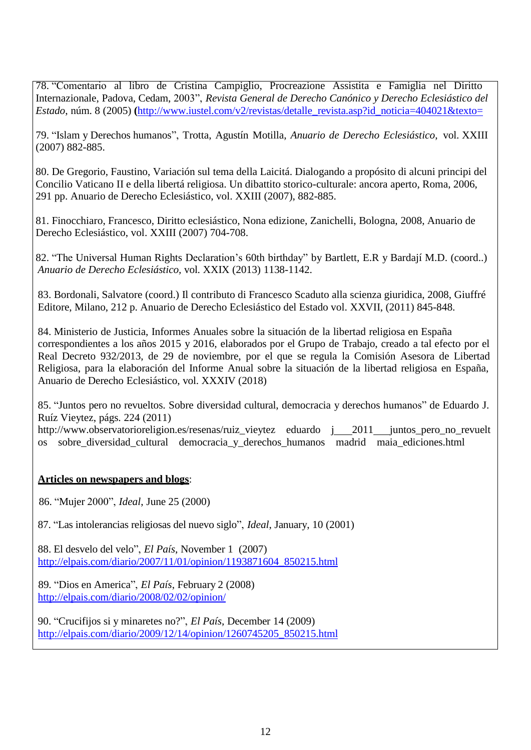78. “Comentario al libro de Cristina Campiglio, Procreazione Assistita e Famiglia nel Diritto Internazionale, Padova, Cedam, 2003”, *Revista General de Derecho Canónico y Derecho Eclesiástico del Estado*, núm. 8 (2005) (http://www.iustel.com/v2/revistas/detalle_revista.asp?id_noticia=404021&texto=

79. “Islam y Derechos humanos”, Trotta, Agustín Motilla, *Anuario de Derecho Eclesiástico*, vol. XXIII (2007) 882-885.

80. De Gregorio, Faustino, Variación sul tema della Laicitá. Dialogando a propósito di alcuni principi del Concilio Vaticano II e della libertá religiosa. Un dibattito storico-culturale: ancora aperto, Roma, 2006, 291 pp. Anuario de Derecho Eclesiástico, vol. XXIII (2007), 882-885.

81. Finocchiaro, Francesco, Diritto eclesiástico, Nona edizione, Zanichelli, Bologna, 2008, Anuario de Derecho Eclesiástico, vol. XXIII (2007) 704-708.

82. “The Universal Human Rights Declaration’s 60th birthday” by Bartlett, E.R y Bardají M.D. (coord..) *Anuario de Derecho Eclesiástico,* vol. XXIX (2013) 1138-1142.

83. Bordonali, Salvatore (coord.) Il contributo di Francesco Scaduto alla scienza giuridica, 2008, Giuffré Editore, Milano, 212 p. Anuario de Derecho Eclesiástico del Estado vol. XXVII, (2011) 845-848.

84. Ministerio de Justicia, Informes Anuales sobre la situación de la libertad religiosa en España correspondientes a los años 2015 y 2016, elaborados por el Grupo de Trabajo, creado a tal efecto por el Real Decreto 932/2013, de 29 de noviembre, por el que se regula la Comisión Asesora de Libertad Religiosa, para la elaboración del Informe Anual sobre la situación de la libertad religiosa en España, Anuario de Derecho Eclesiástico, vol. XXXIV (2018)

85. “Juntos pero no revueltos. Sobre diversidad cultural, democracia y derechos humanos” de Eduardo J. Ruíz Vieytez, págs. 224 (2011) http://www.observatorioreligion.es/resenas/ruiz_vieytez eduardo j___2011___juntos_pero_no_revueltos sobre_diversidad_cultural democracia_y_derechos_humanos madrid maia_ediciones.html

**Articles on newspapers and blogs**:

86. “Mujer 2000”, *Ideal*, June 25 (2000)

87. “Las intolerancias religiosas del nuevo siglo”, *Ideal*, January, 10 (2001)

88. El desvelo del velo”, *El País*, November 1 (2007) http://elpais.com/diario/2007/11/01/opinion/1193871604_850215.html

89. “Dios en America”, *El País*, February 2 (2008) http://elpais.com/diario/2008/02/02/opinion/

90. “Crucifijos si y minaretes no?”, *El País*, December 14 (2009) http://elpais.com/diario/2009/12/14/opinion/1260745205_850215.html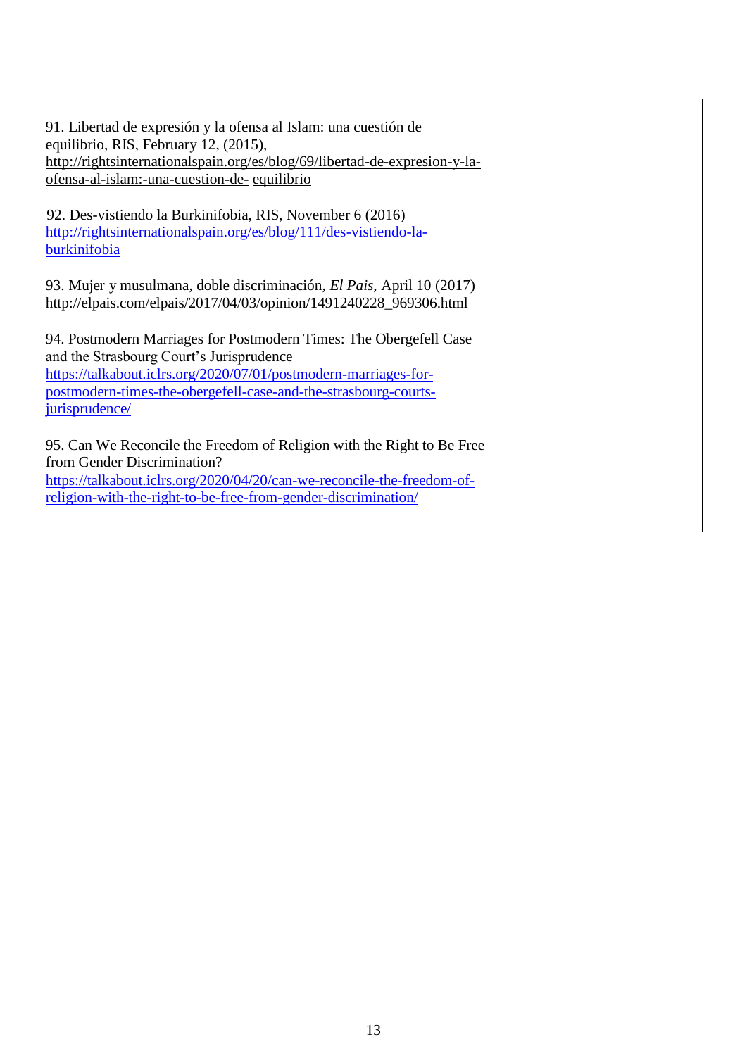91. Libertad de expresión y la ofensa al Islam: una cuestión de equilibrio, RIS, February 12, (2015), http://rightsinternationalspain.org/es/blog/69/libertad-de-expresion-y-la-ofensa-al-islam:-una-cuestion-de- equilibrio

92. Des-vistiendo la Burkinifobia, RIS, November 6 (2016) http://rightsinternationalspain.org/es/blog/111/des-vistiendo-la-burkinifobia

93. Mujer y musulmana, doble discriminación, *El Pais*, April 10 (2017) http://elpais.com/elpais/2017/04/03/opinion/1491240228_969306.html

94. Postmodern Marriages for Postmodern Times: The Obergefell Case and the Strasbourg Court's Jurisprudence https://talkabout.iclrs.org/2020/07/01/postmodern-marriages-for-postmodern-times-the-obergefell-case-and-the-strasbourg-courts-jurisprudence/

95. Can We Reconcile the Freedom of Religion with the Right to Be Free from Gender Discrimination? https://talkabout.iclrs.org/2020/04/20/can-we-reconcile-the-freedom-of-religion-with-the-right-to-be-free-from-gender-discrimination/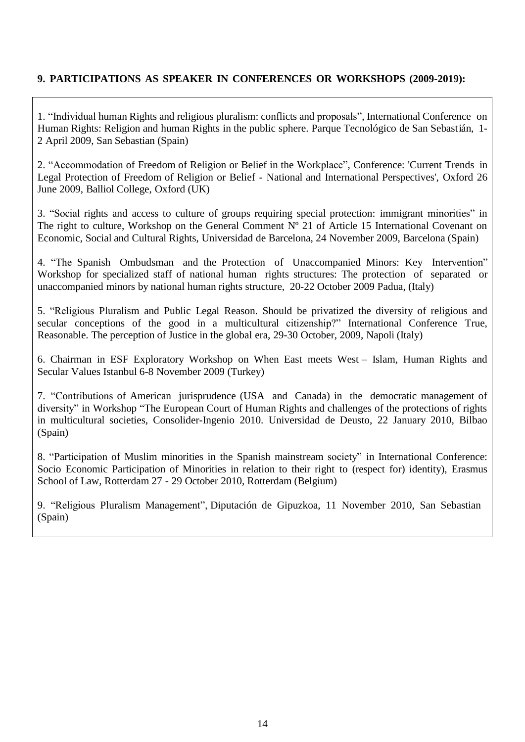**9. PARTICIPATIONS AS SPEAKER IN CONFERENCES OR WORKSHOPS (2009-2019):**

1. "Individual human Rights and religious pluralism: conflicts and proposals", International Conference on Human Rights: Religion and human Rights in the public sphere. Parque Tecnológico de San Sebastián, 1-2 April 2009, San Sebastian (Spain)

2. "Accommodation of Freedom of Religion or Belief in the Workplace", Conference: 'Current Trends in Legal Protection of Freedom of Religion or Belief - National and International Perspectives', Oxford 26 June 2009, Balliol College, Oxford (UK)

3. "Social rights and access to culture of groups requiring special protection: immigrant minorities" in The right to culture, Workshop on the General Comment Nº 21 of Article 15 International Covenant on Economic, Social and Cultural Rights, Universidad de Barcelona, 24 November 2009, Barcelona (Spain)

4. "The Spanish Ombudsman and the Protection of Unaccompanied Minors: Key Intervention" Workshop for specialized staff of national human rights structures: The protection of separated or unaccompanied minors by national human rights structure, 20-22 October 2009 Padua, (Italy)

5. "Religious Pluralism and Public Legal Reason. Should be privatized the diversity of religious and secular conceptions of the good in a multicultural citizenship?" International Conference True, Reasonable. The perception of Justice in the global era, 29-30 October, 2009, Napoli (Italy)

6. Chairman in ESF Exploratory Workshop on When East meets West – Islam, Human Rights and Secular Values Istanbul 6-8 November 2009 (Turkey)

7. "Contributions of American jurisprudence (USA and Canada) in the democratic management of diversity" in Workshop "The European Court of Human Rights and challenges of the protections of rights in multicultural societies, Consolider-Ingenio 2010. Universidad de Deusto, 22 January 2010, Bilbao (Spain)

8. "Participation of Muslim minorities in the Spanish mainstream society" in International Conference: Socio Economic Participation of Minorities in relation to their right to (respect for) identity), Erasmus School of Law, Rotterdam 27 - 29 October 2010, Rotterdam (Belgium)

9. "Religious Pluralism Management", Diputación de Gipuzkoa, 11 November 2010, San Sebastian (Spain)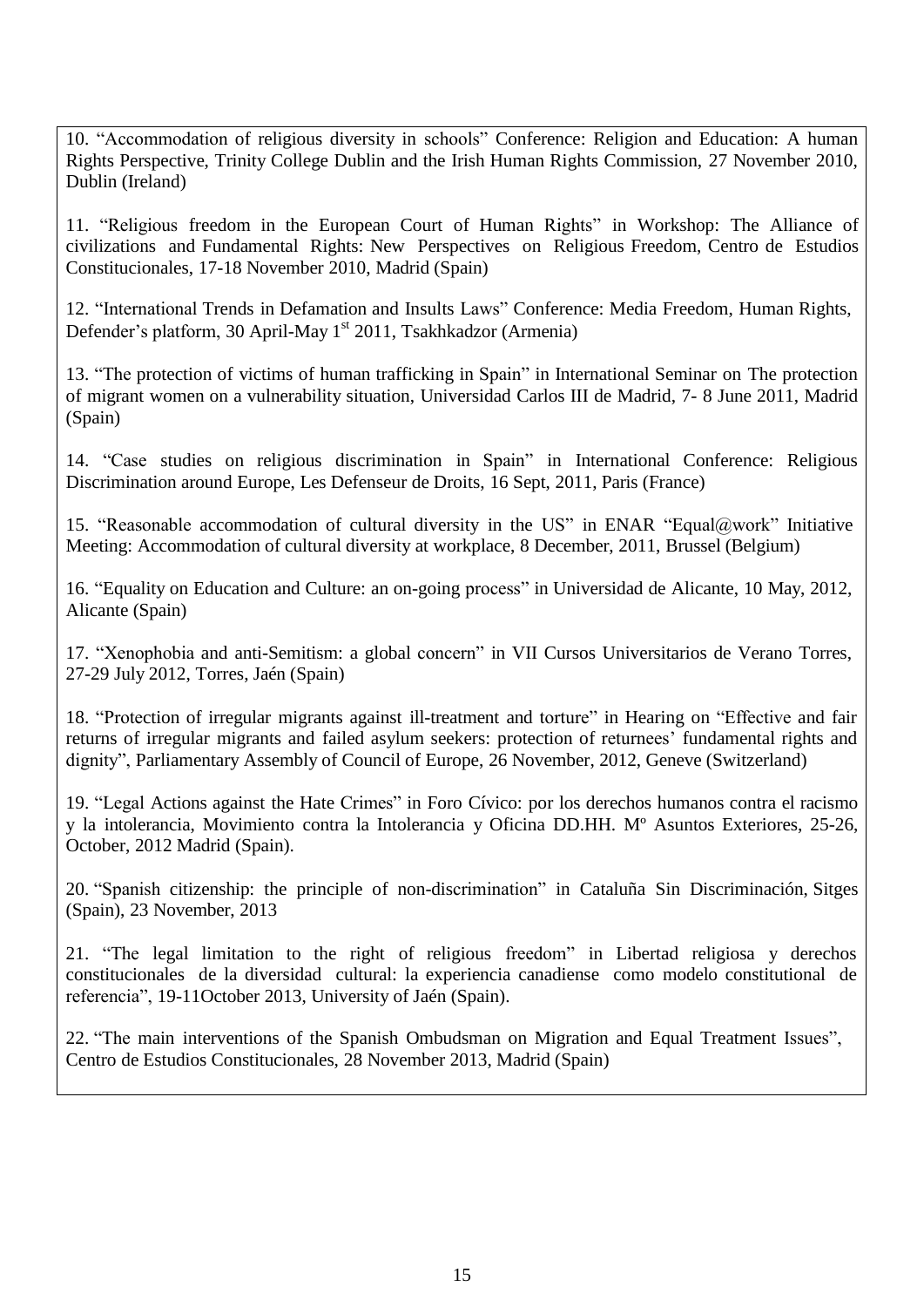10. “Accommodation of religious diversity in schools” Conference: Religion and Education: A human Rights Perspective, Trinity College Dublin and the Irish Human Rights Commission, 27 November 2010, Dublin (Ireland)

11. “Religious freedom in the European Court of Human Rights” in Workshop: The Alliance of civilizations and Fundamental Rights: New Perspectives on Religious Freedom, Centro de Estudios Constitucionales, 17-18 November 2010, Madrid (Spain)

12. “International Trends in Defamation and Insults Laws” Conference: Media Freedom, Human Rights, Defender’s platform, 30 April-May 1st 2011, Tsakhkadzor (Armenia)

13. “The protection of victims of human trafficking in Spain” in International Seminar on The protection of migrant women on a vulnerability situation, Universidad Carlos III de Madrid, 7- 8 June 2011, Madrid (Spain)

14. “Case studies on religious discrimination in Spain” in International Conference: Religious Discrimination around Europe, Les Defenseur de Droits, 16 Sept, 2011, Paris (France)

15. “Reasonable accommodation of cultural diversity in the US” in ENAR “Equal@work” Initiative Meeting: Accommodation of cultural diversity at workplace, 8 December, 2011, Brussel (Belgium)

16. “Equality on Education and Culture: an on-going process” in Universidad de Alicante, 10 May, 2012, Alicante (Spain)

17. “Xenophobia and anti-Semitism: a global concern” in VII Cursos Universitarios de Verano Torres, 27-29 July 2012, Torres, Jaén (Spain)

18. “Protection of irregular migrants against ill-treatment and torture” in Hearing on “Effective and fair returns of irregular migrants and failed asylum seekers: protection of returnees’ fundamental rights and dignity”, Parliamentary Assembly of Council of Europe, 26 November, 2012, Geneve (Switzerland)

19. “Legal Actions against the Hate Crimes” in Foro Cívico: por los derechos humanos contra el racismo y la intolerancia, Movimiento contra la Intolerancia y Oficina DD.HH. Mº Asuntos Exteriores, 25-26, October, 2012 Madrid (Spain).

20. “Spanish citizenship: the principle of non-discrimination” in Cataluña Sin Discriminación, Sitges (Spain), 23 November, 2013

21. “The legal limitation to the right of religious freedom” in Libertad religiosa y derechos constitucionales de la diversidad cultural: la experiencia canadiense como modelo constitutional de referencia”, 19-11October 2013, University of Jaén (Spain).

22. “The main interventions of the Spanish Ombudsman on Migration and Equal Treatment Issues”, Centro de Estudios Constitucionales, 28 November 2013, Madrid (Spain)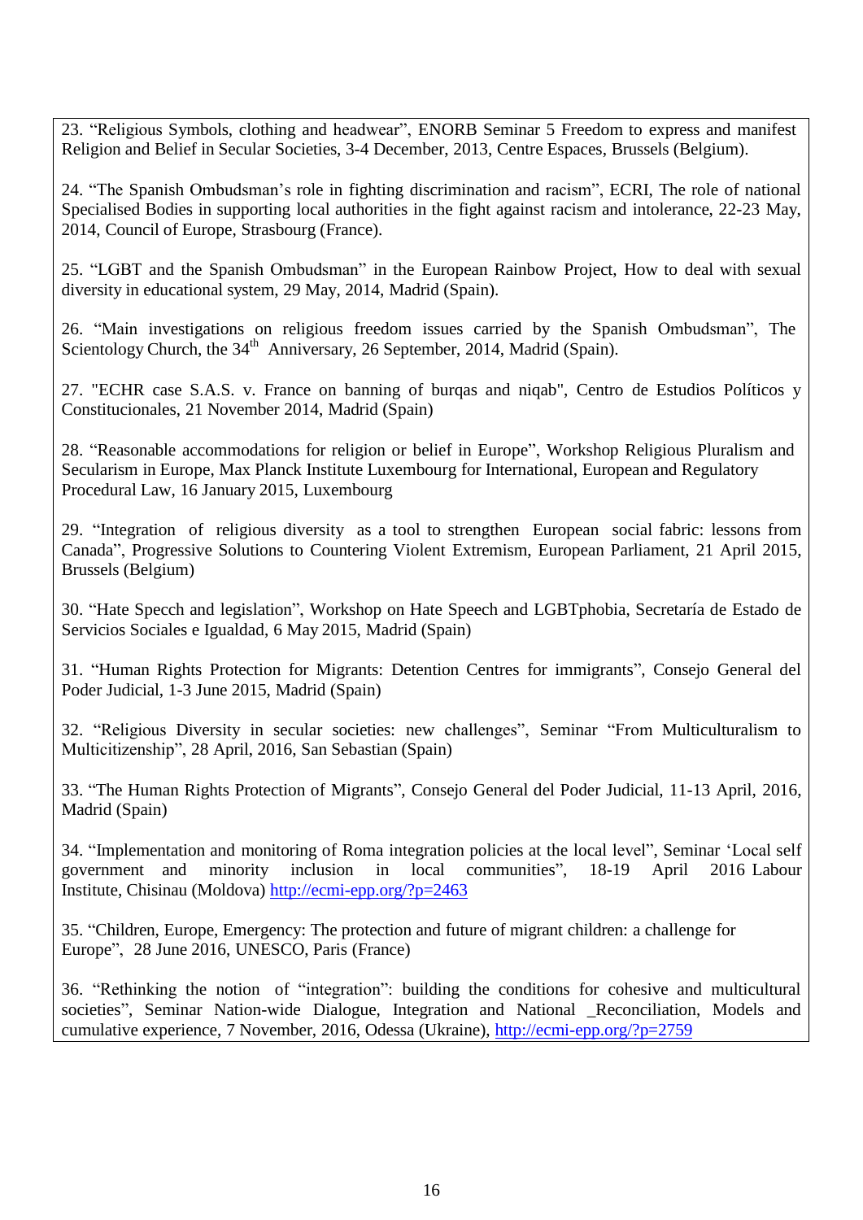23. “Religious Symbols, clothing and headwear”, ENORB Seminar 5 Freedom to express and manifest Religion and Belief in Secular Societies, 3-4 December, 2013, Centre Espaces, Brussels (Belgium).

24. “The Spanish Ombudsman’s role in fighting discrimination and racism”, ECRI, The role of national Specialised Bodies in supporting local authorities in the fight against racism and intolerance, 22-23 May, 2014, Council of Europe, Strasbourg (France).

25. “LGBT and the Spanish Ombudsman” in the European Rainbow Project, How to deal with sexual diversity in educational system, 29 May, 2014, Madrid (Spain).

26. “Main investigations on religious freedom issues carried by the Spanish Ombudsman”, The Scientology Church, the 34th Anniversary, 26 September, 2014, Madrid (Spain).

27. "ECHR case S.A.S. v. France on banning of burqas and niqab", Centro de Estudios Políticos y Constitucionales, 21 November 2014, Madrid (Spain)

28. “Reasonable accommodations for religion or belief in Europe”, Workshop Religious Pluralism and Secularism in Europe, Max Planck Institute Luxembourg for International, European and Regulatory Procedural Law, 16 January 2015, Luxembourg

29. “Integration of religious diversity as a tool to strengthen European social fabric: lessons from Canada”, Progressive Solutions to Countering Violent Extremism, European Parliament, 21 April 2015, Brussels (Belgium)

30. “Hate Specch and legislation”, Workshop on Hate Speech and LGBTphobia, Secretaría de Estado de Servicios Sociales e Igualdad, 6 May 2015, Madrid (Spain)

31. “Human Rights Protection for Migrants: Detention Centres for immigrants”, Consejo General del Poder Judicial, 1-3 June 2015, Madrid (Spain)

32. “Religious Diversity in secular societies: new challenges”, Seminar “From Multiculturalism to Multicitizenship”, 28 April, 2016, San Sebastian (Spain)

33. “The Human Rights Protection of Migrants”, Consejo General del Poder Judicial, 11-13 April, 2016, Madrid (Spain)

34. “Implementation and monitoring of Roma integration policies at the local level”, Seminar ‘Local self government and minority inclusion in local communities”, 18-19 April 2016 Labour Institute, Chisinau (Moldova) http://ecmi-epp.org/?p=2463

35. “Children, Europe, Emergency: The protection and future of migrant children: a challenge for Europe”, 28 June 2016, UNESCO, Paris (France)

36. “Rethinking the notion of “integration”: building the conditions for cohesive and multicultural societies”, Seminar Nation-wide Dialogue, Integration and National _Reconciliation, Models and cumulative experience, 7 November, 2016, Odessa (Ukraine), http://ecmi-epp.org/?p=2759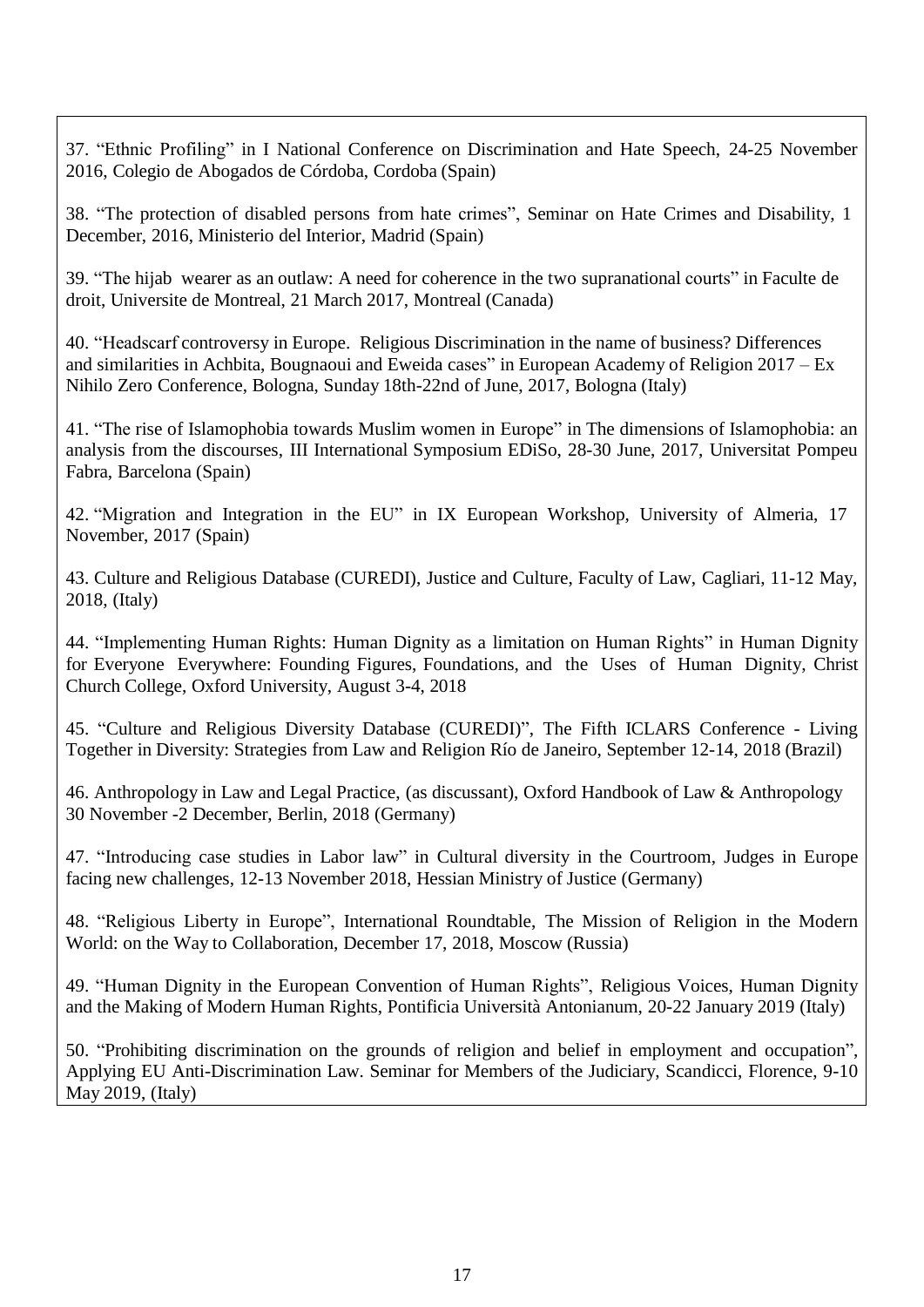37. “Ethnic Profiling” in I National Conference on Discrimination and Hate Speech, 24-25 November 2016, Colegio de Abogados de Córdoba, Cordoba (Spain)

38. “The protection of disabled persons from hate crimes”, Seminar on Hate Crimes and Disability, 1 December, 2016, Ministerio del Interior, Madrid (Spain)

39. “The hijab wearer as an outlaw: A need for coherence in the two supranational courts” in Faculte de droit, Universite de Montreal, 21 March 2017, Montreal (Canada)

40. “Headscarf controversy in Europe. Religious Discrimination in the name of business? Differences and similarities in Achbita, Bougnaoui and Eweida cases” in European Academy of Religion 2017 – Ex Nihilo Zero Conference, Bologna, Sunday 18th-22nd of June, 2017, Bologna (Italy)

41. “The rise of Islamophobia towards Muslim women in Europe” in The dimensions of Islamophobia: an analysis from the discourses, III International Symposium EDiSo, 28-30 June, 2017, Universitat Pompeu Fabra, Barcelona (Spain)

42. “Migration and Integration in the EU” in IX European Workshop, University of Almeria, 17 November, 2017 (Spain)

43. Culture and Religious Database (CUREDI), Justice and Culture, Faculty of Law, Cagliari, 11-12 May, 2018, (Italy)

44. “Implementing Human Rights: Human Dignity as a limitation on Human Rights” in Human Dignity for Everyone Everywhere: Founding Figures, Foundations, and the Uses of Human Dignity, Christ Church College, Oxford University, August 3-4, 2018

45. “Culture and Religious Diversity Database (CUREDI)”, The Fifth ICLARS Conference - Living Together in Diversity: Strategies from Law and Religion Río de Janeiro, September 12-14, 2018 (Brazil)

46. Anthropology in Law and Legal Practice, (as discussant), Oxford Handbook of Law & Anthropology 30 November -2 December, Berlin, 2018 (Germany)

47. “Introducing case studies in Labor law” in Cultural diversity in the Courtroom, Judges in Europe facing new challenges, 12-13 November 2018, Hessian Ministry of Justice (Germany)

48. “Religious Liberty in Europe”, International Roundtable, The Mission of Religion in the Modern World: on the Way to Collaboration, December 17, 2018, Moscow (Russia)

49. “Human Dignity in the European Convention of Human Rights”, Religious Voices, Human Dignity and the Making of Modern Human Rights, Pontificia Università Antonianum, 20-22 January 2019 (Italy)

50. “Prohibiting discrimination on the grounds of religion and belief in employment and occupation”, Applying EU Anti-Discrimination Law. Seminar for Members of the Judiciary, Scandicci, Florence, 9-10 May 2019, (Italy)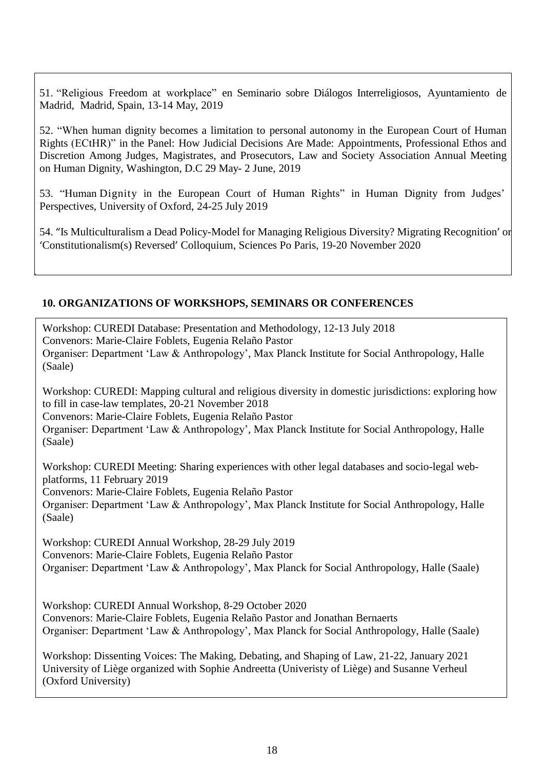51. "Religious Freedom at workplace" en Seminario sobre Diálogos Interreligiosos, Ayuntamiento de Madrid, Madrid, Spain, 13-14 May, 2019

52. "When human dignity becomes a limitation to personal autonomy in the European Court of Human Rights (ECtHR)" in the Panel: How Judicial Decisions Are Made: Appointments, Professional Ethos and Discretion Among Judges, Magistrates, and Prosecutors, Law and Society Association Annual Meeting on Human Dignity, Washington, D.C 29 May- 2 June, 2019

53. "Human Dignity in the European Court of Human Rights" in Human Dignity from Judges' Perspectives, University of Oxford, 24-25 July 2019

54. "Is Multiculturalism a Dead Policy-Model for Managing Religious Diversity? Migrating Recognition' or 'Constitutionalism(s) Reversed' Colloquium, Sciences Po Paris, 19-20 November 2020

## 10. ORGANIZATIONS OF WORKSHOPS, SEMINARS OR CONFERENCES

Workshop: CUREDI Database: Presentation and Methodology, 12-13 July 2018
Convenors: Marie-Claire Foblets, Eugenia Relaño Pastor
Organiser: Department 'Law & Anthropology', Max Planck Institute for Social Anthropology, Halle (Saale)

Workshop: CUREDI: Mapping cultural and religious diversity in domestic jurisdictions: exploring how to fill in case-law templates, 20-21 November 2018
Convenors: Marie-Claire Foblets, Eugenia Relaño Pastor
Organiser: Department 'Law & Anthropology', Max Planck Institute for Social Anthropology, Halle (Saale)

Workshop: CUREDI Meeting: Sharing experiences with other legal databases and socio-legal web-platforms, 11 February 2019
Convenors: Marie-Claire Foblets, Eugenia Relaño Pastor
Organiser: Department 'Law & Anthropology', Max Planck Institute for Social Anthropology, Halle (Saale)

Workshop: CUREDI Annual Workshop, 28-29 July 2019
Convenors: Marie-Claire Foblets, Eugenia Relaño Pastor
Organiser: Department 'Law & Anthropology', Max Planck for Social Anthropology, Halle (Saale)

Workshop: CUREDI Annual Workshop, 8-29 October 2020
Convenors: Marie-Claire Foblets, Eugenia Relaño Pastor and Jonathan Bernaerts
Organiser: Department 'Law & Anthropology', Max Planck for Social Anthropology, Halle (Saale)

Workshop: Dissenting Voices: The Making, Debating, and Shaping of Law, 21-22, January 2021
University of Liège organized with Sophie Andreetta (Univeristy of Liège) and Susanne Verheul (Oxford University)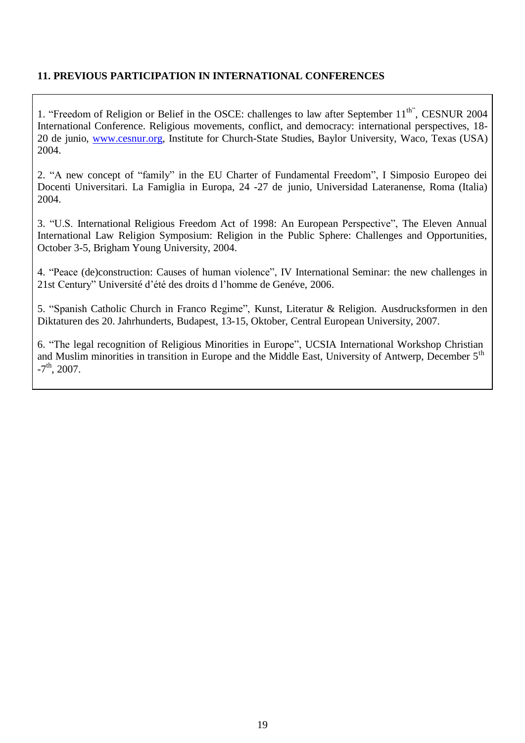**11. PREVIOUS PARTICIPATION IN INTERNATIONAL CONFERENCES**

1. "Freedom of Religion or Belief in the OSCE: challenges to law after September 11th", CESNUR 2004 International Conference. Religious movements, conflict, and democracy: international perspectives, 18-20 de junio, www.cesnur.org, Institute for Church-State Studies, Baylor University, Waco, Texas (USA) 2004.

2. "A new concept of "family" in the EU Charter of Fundamental Freedom", I Simposio Europeo dei Docenti Universitari. La Famiglia in Europa, 24 -27 de junio, Universidad Lateranense, Roma (Italia) 2004.

3. "U.S. International Religious Freedom Act of 1998: An European Perspective", The Eleven Annual International Law Religion Symposium: Religion in the Public Sphere: Challenges and Opportunities, October 3-5, Brigham Young University, 2004.

4. "Peace (de)construction: Causes of human violence", IV International Seminar: the new challenges in 21st Century" Université d'été des droits d l'homme de Genéve, 2006.

5. "Spanish Catholic Church in Franco Regime", Kunst, Literatur & Religion. Ausdrucksformen in den Diktaturen des 20. Jahrhunderts, Budapest, 13-15, Oktober, Central European University, 2007.

6. "The legal recognition of Religious Minorities in Europe", UCSIA International Workshop Christian and Muslim minorities in transition in Europe and the Middle East, University of Antwerp, December 5th -7th, 2007.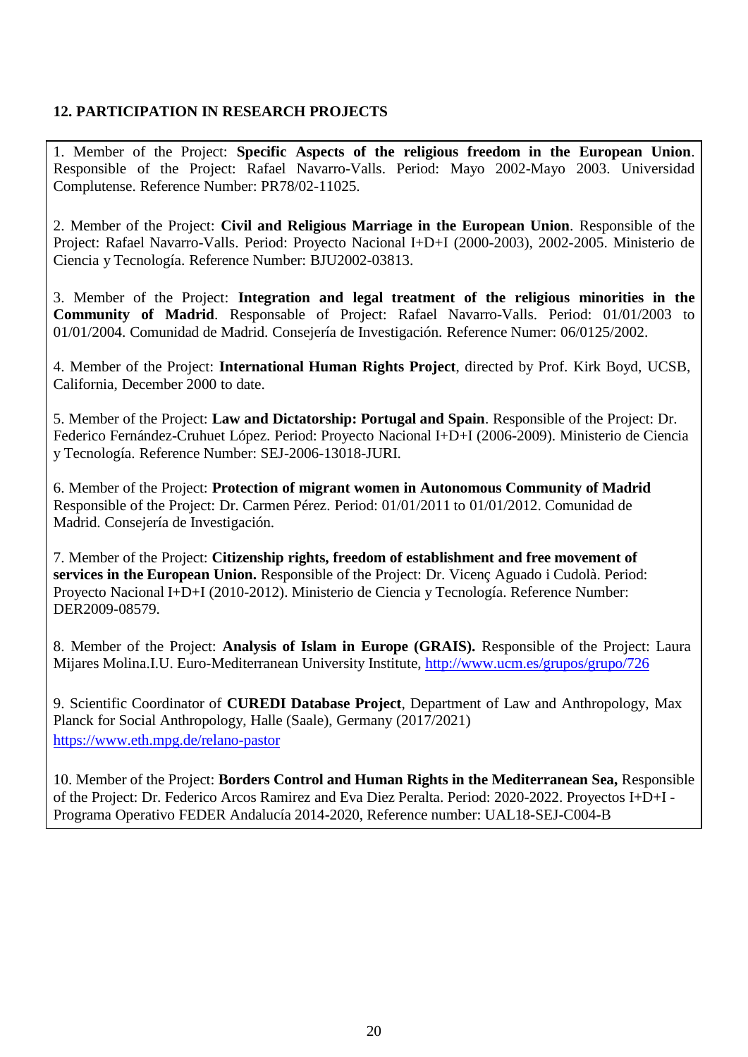**12. PARTICIPATION IN RESEARCH PROJECTS**

1. Member of the Project: **Specific Aspects of the religious freedom in the European Union**. Responsible of the Project: Rafael Navarro-Valls. Period: Mayo 2002-Mayo 2003. Universidad Complutense. Reference Number: PR78/02-11025.

2. Member of the Project: **Civil and Religious Marriage in the European Union**. Responsible of the Project: Rafael Navarro-Valls. Period: Proyecto Nacional I+D+I (2000-2003), 2002-2005. Ministerio de Ciencia y Tecnología. Reference Number: BJU2002-03813.

3. Member of the Project: **Integration and legal treatment of the religious minorities in the Community of Madrid**. Responsable of Project: Rafael Navarro-Valls. Period: 01/01/2003 to 01/01/2004. Comunidad de Madrid. Consejería de Investigación. Reference Numer: 06/0125/2002.

4. Member of the Project: **International Human Rights Project**, directed by Prof. Kirk Boyd, UCSB, California, December 2000 to date.

5. Member of the Project: **Law and Dictatorship: Portugal and Spain**. Responsible of the Project: Dr. Federico Fernández-Cruhuet López. Period: Proyecto Nacional I+D+I (2006-2009). Ministerio de Ciencia y Tecnología. Reference Number: SEJ-2006-13018-JURI.

6. Member of the Project: **Protection of migrant women in Autonomous Community of Madrid** Responsible of the Project: Dr. Carmen Pérez. Period: 01/01/2011 to 01/01/2012. Comunidad de Madrid. Consejería de Investigación.

7. Member of the Project: **Citizenship rights, freedom of establishment and free movement of services in the European Union.** Responsible of the Project: Dr. Vicenç Aguado i Cudolà. Period: Proyecto Nacional I+D+I (2010-2012). Ministerio de Ciencia y Tecnología. Reference Number: DER2009-08579.

8. Member of the Project: **Analysis of Islam in Europe (GRAIS).** Responsible of the Project: Laura Mijares Molina.I.U. Euro-Mediterranean University Institute, http://www.ucm.es/grupos/grupo/726

9. Scientific Coordinator of **CUREDI Database Project**, Department of Law and Anthropology, Max Planck for Social Anthropology, Halle (Saale), Germany (2017/2021) https://www.eth.mpg.de/relano-pastor

10. Member of the Project: **Borders Control and Human Rights in the Mediterranean Sea,** Responsible of the Project: Dr. Federico Arcos Ramirez and Eva Diez Peralta. Period: 2020-2022. Proyectos I+D+I - Programa Operativo FEDER Andalucía 2014-2020, Reference number: UAL18-SEJ-C004-B